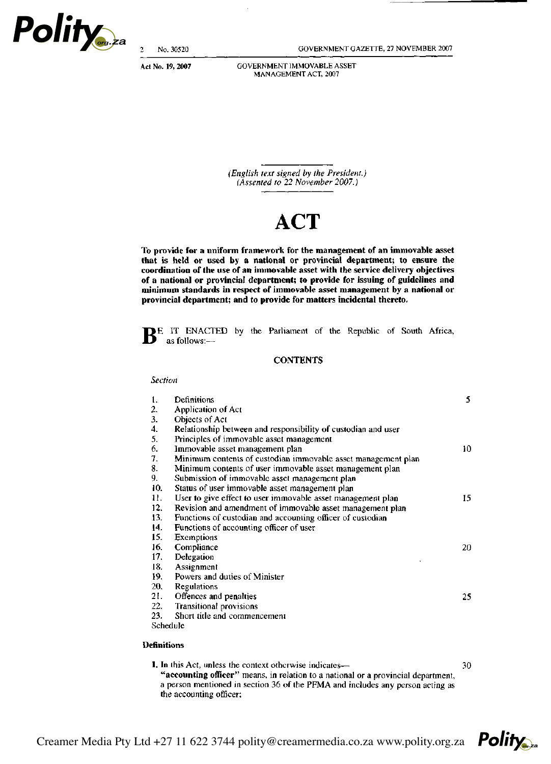Act No. 19, 2007

GOVERNMENT IMMOVABLE ASSET MANAGEMENT ACT, 2007

*(English text signed by the President.)*
*(Assented to 22 November 2007.)*

# ACT

**To provide for a uniform framework for the management of an immovable asset that is held or used by a national or provincial department; to ensure the coordination of the use of an immovable asset with the service delivery objectives of a national or provincial department; to provide for issuing of guidelines and minimum standards in respect of immovable asset management by a national or provincial department; and to provide for matters incidental thereto.**

BE IT ENACTED by the Parliament of the Republic of South Africa, as follows:—

## CONTENTS

*Section*

1. Definitions
2. Application of Act
3. Objects of Act
4. Relationship between and responsibility of custodian and user
5. Principles of immovable asset management
6. Immovable asset management plan
7. Minimum contents of custodian immovable asset management plan
8. Minimum contents of user immovable asset management plan
9. Submission of immovable asset management plan
10. Status of user immovable asset management plan
11. User to give effect to user immovable asset management plan
12. Revision and amendment of immovable asset management plan
13. Functions of custodian and accounting officer of custodian
14. Functions of accounting officer of user
15. Exemptions
16. Compliance
17. Delegation
18. Assignment
19. Powers and duties of Minister
20. Regulations
21. Offences and penalties
22. Transitional provisions
23. Short title and commencement

Schedule

### Definitions

**1.** In this Act, unless the context otherwise indicates—

**"accounting officer"** means, in relation to a national or a provincial department, a person mentioned in section 36 of the PFMA and includes any person acting as the accounting officer;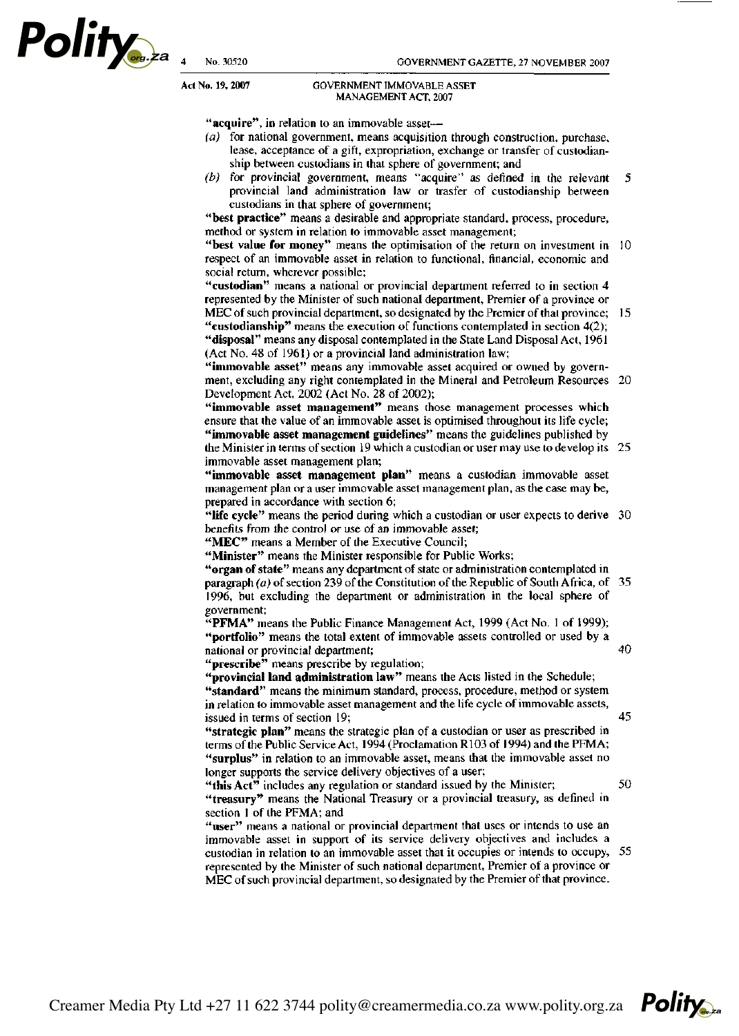"**acquire**", in relation to an immovable asset—

*(a)* for national government, means acquisition through construction, purchase, lease, acceptance of a gift, expropriation, exchange or transfer of custodianship between custodians in that sphere of government; and

*(b)* for provincial government, means "acquire" as defined in the relevant provincial land administration law or trasfer of custodianship between custodians in that sphere of government;

"**best practice**" means a desirable and appropriate standard, process, procedure, method or system in relation to immovable asset management;

"**best value for money**" means the optimisation of the return on investment in respect of an immovable asset in relation to functional, financial, economic and social return, wherever possible;

"**custodian**" means a national or provincial department referred to in section 4 represented by the Minister of such national department, Premier of a province or MEC of such provincial department, so designated by the Premier of that province;

"**custodianship**" means the execution of functions contemplated in section 4(2);

"**disposal**" means any disposal contemplated in the State Land Disposal Act, 1961 (Act No. 48 of 1961) or a provincial land administration law;

"**immovable asset**" means any immovable asset acquired or owned by government, excluding any right contemplated in the Mineral and Petroleum Resources Development Act, 2002 (Act No. 28 of 2002);

"**immovable asset management**" means those management processes which ensure that the value of an immovable asset is optimised throughout its life cycle;

"**immovable asset management guidelines**" means the guidelines published by the Minister in terms of section 19 which a custodian or user may use to develop its immovable asset management plan;

"**immovable asset management plan**" means a custodian immovable asset management plan or a user immovable asset management plan, as the case may be, prepared in accordance with section 6;

"**life cycle**" means the period during which a custodian or user expects to derive benefits from the control or use of an immovable asset;

"**MEC**" means a Member of the Executive Council;

"**Minister**" means the Minister responsible for Public Works;

"**organ of state**" means any department of state or administration contemplated in paragraph *(a)* of section 239 of the Constitution of the Republic of South Africa, of 1996, but excluding the department or administration in the local sphere of government;

"**PFMA**" means the Public Finance Management Act, 1999 (Act No. 1 of 1999);

"**portfolio**" means the total extent of immovable assets controlled or used by a national or provincial department;

"**prescribe**" means prescribe by regulation;

"**provincial land administration law**" means the Acts listed in the Schedule;

"**standard**" means the minimum standard, process, procedure, method or system in relation to immovable asset management and the life cycle of immovable assets, issued in terms of section 19;

"**strategic plan**" means the strategic plan of a custodian or user as prescribed in terms of the Public Service Act, 1994 (Proclamation R103 of 1994) and the PFMA;

"**surplus**" in relation to an immovable asset, means that the immovable asset no longer supports the service delivery objectives of a user;

"**this Act**" includes any regulation or standard issued by the Minister;

"**treasury**" means the National Treasury or a provincial treasury, as defined in section 1 of the PFMA; and

"**user**" means a national or provincial department that uses or intends to use an immovable asset in support of its service delivery objectives and includes a custodian in relation to an immovable asset that it occupies or intends to occupy, represented by the Minister of such national department, Premier of a province or MEC of such provincial department, so designated by the Premier of that province.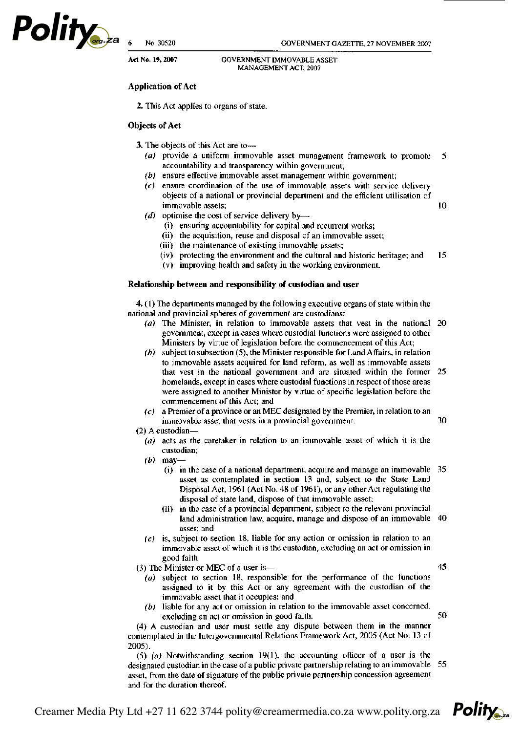### Application of Act

**2.** This Act applies to organs of state.

### Objects of Act

**3.** The objects of this Act are to—

*(a)* provide a uniform immovable asset management framework to promote accountability and transparency within government;

*(b)* ensure effective immovable asset management within government;

*(c)* ensure coordination of the use of immovable assets with service delivery objects of a national or provincial department and the efficient utilisation of immovable assets;

*(d)* optimise the cost of service delivery by—

(i) ensuring accountability for capital and recurrent works;

(ii) the acquisition, reuse and disposal of an immovable asset;

(iii) the maintenance of existing immovable assets;

(iv) protecting the environment and the cultural and historic heritage; and

(v) improving health and safety in the working environment.

### Relationship between and responsibility of custodian and user

**4.** (1) The departments managed by the following executive organs of state within the national and provincial spheres of government are custodians:

*(a)* The Minister, in relation to immovable assets that vest in the national government, except in cases where custodial functions were assigned to other Ministers by virtue of legislation before the commencement of this Act;

*(b)* subject to subsection (5), the Minister responsible for Land Affairs, in relation to immovable assets acquired for land reform, as well as immovable assets that vest in the national government and are situated within the former homelands, except in cases where custodial functions in respect of those areas were assigned to another Minister by virtue of specific legislation before the commencement of this Act; and

*(c)* a Premier of a province or an MEC designated by the Premier, in relation to an immovable asset that vests in a provincial government.

(2) A custodian—

*(a)* acts as the caretaker in relation to an immovable asset of which it is the custodian;

*(b)* may—

(i) in the case of a national department, acquire and manage an immovable asset as contemplated in section 13 and, subject to the State Land Disposal Act, 1961 (Act No. 48 of 1961), or any other Act regulating the disposal of state land, dispose of that immovable asset;

(ii) in the case of a provincial department, subject to the relevant provincial land administration law, acquire, manage and dispose of an immovable asset; and

*(c)* is, subject to section 18, liable for any action or omission in relation to an immovable asset of which it is the custodian, excluding an act or omission in good faith.

(3) The Minister or MEC of a user is—

*(a)* subject to section 18, responsible for the performance of the functions assigned to it by this Act or any agreement with the custodian of the immovable asset that it occupies; and

*(b)* liable for any act or omission in relation to the immovable asset concerned, excluding an act or omission in good faith.

(4) A custodian and user must settle any dispute between them in the manner contemplated in the Intergovernmental Relations Framework Act, 2005 (Act No. 13 of 2005).

(5) *(a)* Notwithstanding section 19(1), the accounting officer of a user is the designated custodian in the case of a public private partnership relating to an immovable asset, from the date of signature of the public private partnership concession agreement and for the duration thereof.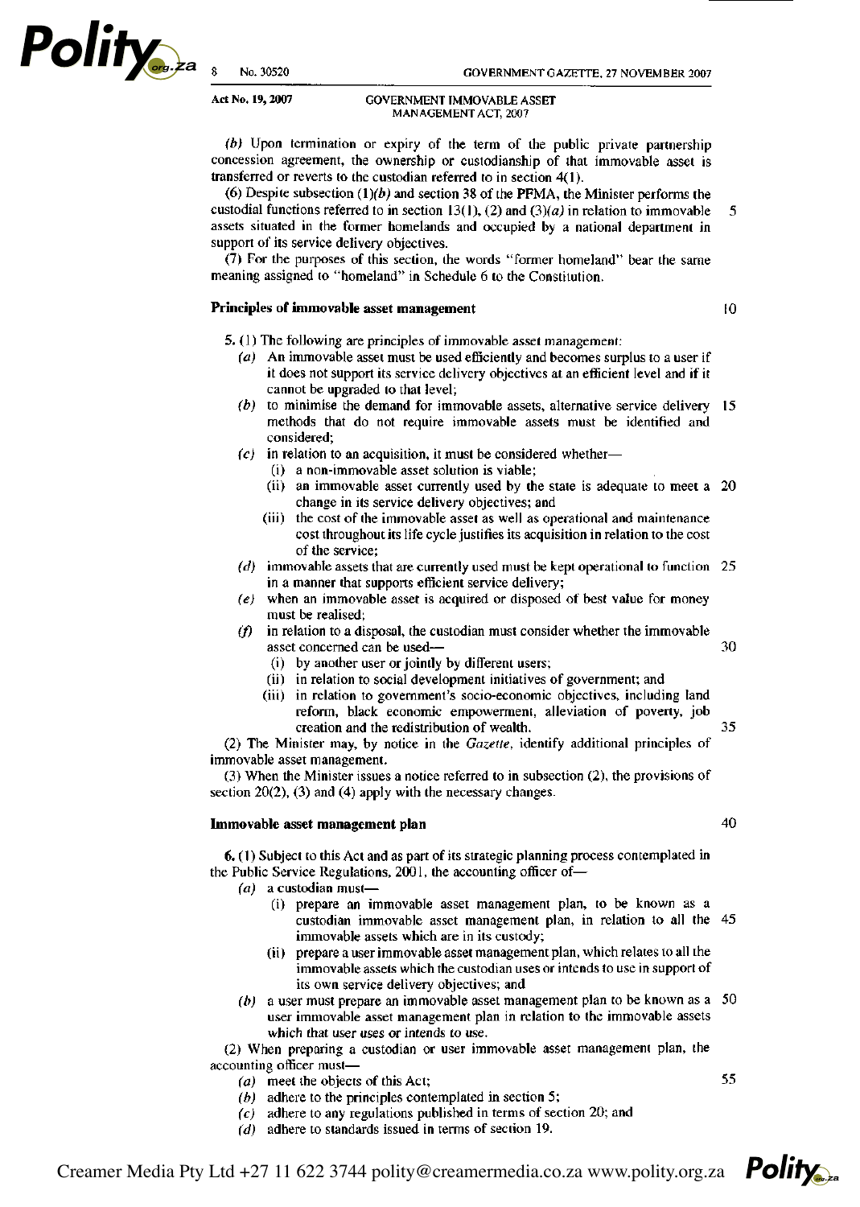(*b*) Upon termination or expiry of the term of the public private partnership concession agreement, the ownership or custodianship of that immovable asset is transferred or reverts to the custodian referred to in section 4(1).

(6) Despite subsection (1)(*b*) and section 38 of the PFMA, the Minister performs the custodial functions referred to in section 13(1), (2) and (3)(*a*) in relation to immovable assets situated in the former homelands and occupied by a national department in support of its service delivery objectives.

(7) For the purposes of this section, the words "former homeland" bear the same meaning assigned to "homeland" in Schedule 6 to the Constitution.

**Principles of immovable asset management**

**5.** (1) The following are principles of immovable asset management:

(*a*) An immovable asset must be used efficiently and becomes surplus to a user if it does not support its service delivery objectives at an efficient level and if it cannot be upgraded to that level;

(*b*) to minimise the demand for immovable assets, alternative service delivery methods that do not require immovable assets must be identified and considered;

(*c*) in relation to an acquisition, it must be considered whether—

(i) a non-immovable asset solution is viable;

(ii) an immovable asset currently used by the state is adequate to meet a change in its service delivery objectives; and

(iii) the cost of the immovable asset as well as operational and maintenance cost throughout its life cycle justifies its acquisition in relation to the cost of the service;

(*d*) immovable assets that are currently used must be kept operational to function in a manner that supports efficient service delivery;

(*e*) when an immovable asset is acquired or disposed of best value for money must be realised;

(*f*) in relation to a disposal, the custodian must consider whether the immovable asset concerned can be used—

(i) by another user or jointly by different users;

(ii) in relation to social development initiatives of government; and

(iii) in relation to government's socio-economic objectives, including land reform, black economic empowerment, alleviation of poverty, job creation and the redistribution of wealth.

(2) The Minister may, by notice in the *Gazette*, identify additional principles of immovable asset management.

(3) When the Minister issues a notice referred to in subsection (2), the provisions of section 20(2), (3) and (4) apply with the necessary changes.

**Immovable asset management plan**

**6.** (1) Subject to this Act and as part of its strategic planning process contemplated in the Public Service Regulations, 2001, the accounting officer of—

(*a*) a custodian must—

(i) prepare an immovable asset management plan, to be known as a custodian immovable asset management plan, in relation to all the immovable assets which are in its custody;

(ii) prepare a user immovable asset management plan, which relates to all the immovable assets which the custodian uses or intends to use in support of its own service delivery objectives; and

(*b*) a user must prepare an immovable asset management plan to be known as a user immovable asset management plan in relation to the immovable assets which that user uses or intends to use.

(2) When preparing a custodian or user immovable asset management plan, the accounting officer must—

(*a*) meet the objects of this Act;

(*b*) adhere to the principles contemplated in section 5;

(*c*) adhere to any regulations published in terms of section 20; and

(*d*) adhere to standards issued in terms of section 19.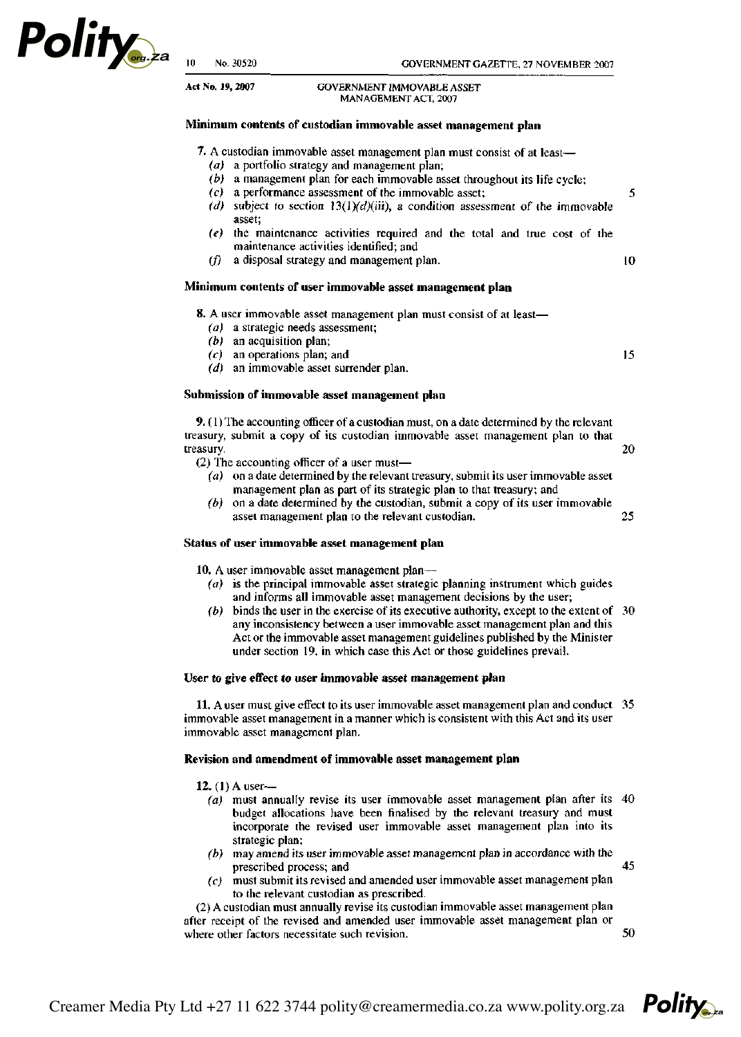**Act No. 19, 2007** GOVERNMENT IMMOVABLE ASSET MANAGEMENT ACT, 2007

### Minimum contents of custodian immovable asset management plan

**7.** A custodian immovable asset management plan must consist of at least—

- *(a)* a portfolio strategy and management plan;
- *(b)* a management plan for each immovable asset throughout its life cycle;
- *(c)* a performance assessment of the immovable asset;
- *(d)* subject to section *13(1)(d)(iii)*, a condition assessment of the immovable asset;
- *(e)* the maintenance activities required and the total and true cost of the maintenance activities identified; and
- *(f)* a disposal strategy and management plan.

### Minimum contents of user immovable asset management plan

**8.** A user immovable asset management plan must consist of at least—

- *(a)* a strategic needs assessment;
- *(b)* an acquisition plan;
- *(c)* an operations plan; and
- *(d)* an immovable asset surrender plan.

### Submission of immovable asset management plan

**9.** (1) The accounting officer of a custodian must, on a date determined by the relevant treasury, submit a copy of its custodian immovable asset management plan to that treasury.

(2) The accounting officer of a user must—

- *(a)* on a date determined by the relevant treasury, submit its user immovable asset management plan as part of its strategic plan to that treasury; and
- *(b)* on a date determined by the custodian, submit a copy of its user immovable asset management plan to the relevant custodian.

### Status of user immovable asset management plan

**10.** A user immovable asset management plan—

- *(a)* is the principal immovable asset strategic planning instrument which guides and informs all immovable asset management decisions by the user;
- *(b)* binds the user in the exercise of its executive authority, except to the extent of any inconsistency between a user immovable asset management plan and this Act or the immovable asset management guidelines published by the Minister under section 19, in which case this Act or those guidelines prevail.

### User to give effect to user immovable asset management plan

**11.** A user must give effect to its user immovable asset management plan and conduct immovable asset management in a manner which is consistent with this Act and its user immovable asset management plan.

### Revision and amendment of immovable asset management plan

**12.** (1) A user—

- *(a)* must annually revise its user immovable asset management plan after its budget allocations have been finalised by the relevant treasury and must incorporate the revised user immovable asset management plan into its strategic plan;
- *(b)* may amend its user immovable asset management plan in accordance with the prescribed process; and
- *(c)* must submit its revised and amended user immovable asset management plan to the relevant custodian as prescribed.

(2) A custodian must annually revise its custodian immovable asset management plan after receipt of the revised and amended user immovable asset management plan or where other factors necessitate such revision.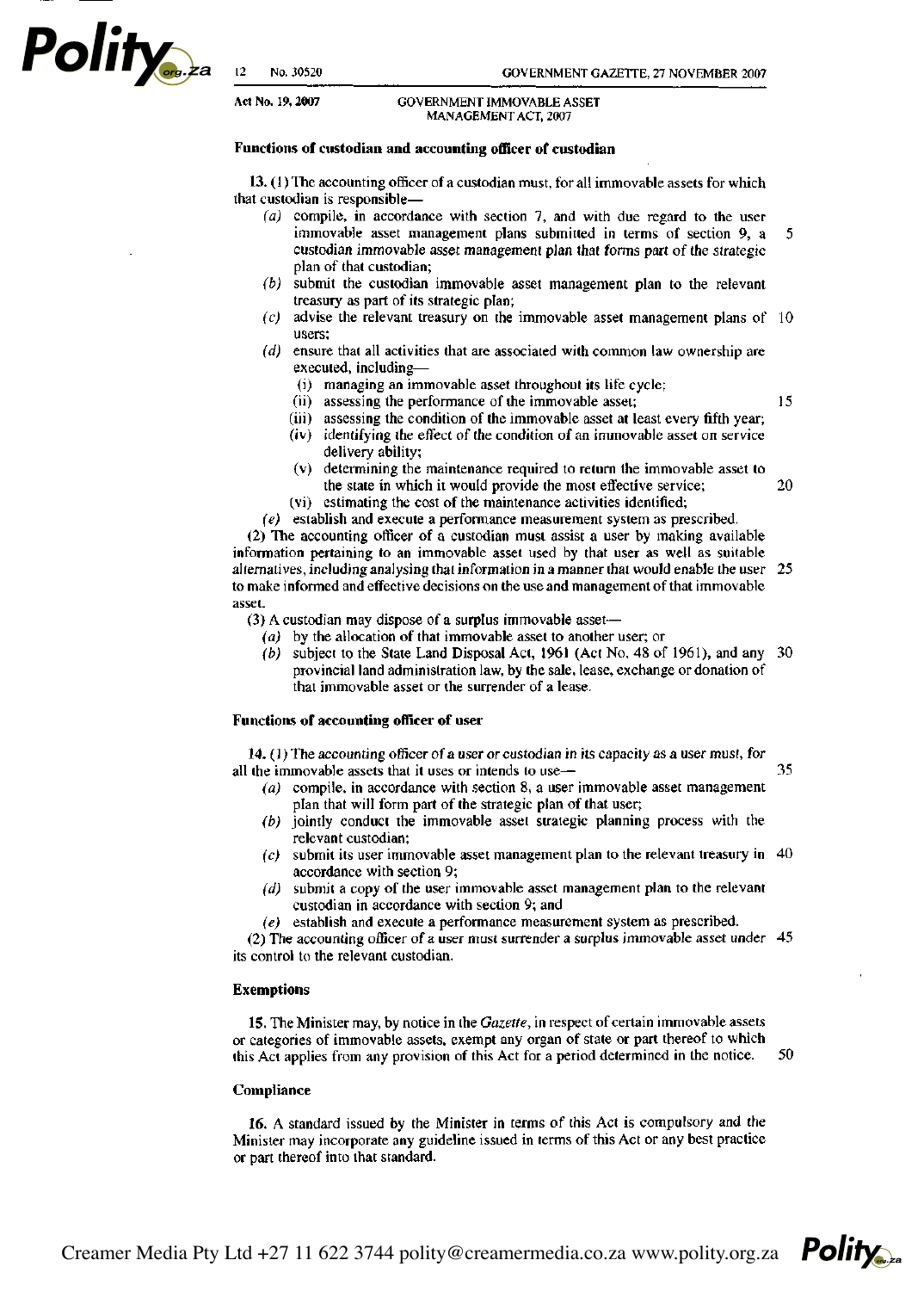### Functions of custodian and accounting officer of custodian

**13.** (1) The accounting officer of a custodian must, for all immovable assets for which that custodian is responsible—

(*a*) compile, in accordance with section 7, and with due regard to the user immovable asset management plans submitted in terms of section 9, a custodian immovable asset management plan that forms part of the strategic plan of that custodian;

(*b*) submit the custodian immovable asset management plan to the relevant treasury as part of its strategic plan;

(*c*) advise the relevant treasury on the immovable asset management plans of users;

(*d*) ensure that all activities that are associated with common law ownership are executed, including—

(i) managing an immovable asset throughout its life cycle;

(ii) assessing the performance of the immovable asset;

(iii) assessing the condition of the immovable asset at least every fifth year;

(iv) identifying the effect of the condition of an immovable asset on service delivery ability;

(v) determining the maintenance required to return the immovable asset to the state in which it would provide the most effective service;

(vi) estimating the cost of the maintenance activities identified;

(*e*) establish and execute a performance measurement system as prescribed.

(2) The accounting officer of a custodian must assist a user by making available information pertaining to an immovable asset used by that user as well as suitable alternatives, including analysing that information in a manner that would enable the user to make informed and effective decisions on the use and management of that immovable asset.

(3) A custodian may dispose of a surplus immovable asset—

(*a*) by the allocation of that immovable asset to another user; or

(*b*) subject to the State Land Disposal Act, 1961 (Act No. 48 of 1961), and any provincial land administration law, by the sale, lease, exchange or donation of that immovable asset or the surrender of a lease.

### Functions of accounting officer of user

**14.** (1) The accounting officer of a user or custodian in its capacity as a user must, for all the immovable assets that it uses or intends to use—

(*a*) compile, in accordance with section 8, a user immovable asset management plan that will form part of the strategic plan of that user;

(*b*) jointly conduct the immovable asset strategic planning process with the relevant custodian;

(*c*) submit its user immovable asset management plan to the relevant treasury in accordance with section 9;

(*d*) submit a copy of the user immovable asset management plan to the relevant custodian in accordance with section 9; and

(*e*) establish and execute a performance measurement system as prescribed.

(2) The accounting officer of a user must surrender a surplus immovable asset under its control to the relevant custodian.

### Exemptions

**15.** The Minister may, by notice in the *Gazette*, in respect of certain immovable assets or categories of immovable assets, exempt any organ of state or part thereof to which this Act applies from any provision of this Act for a period determined in the notice.

### Compliance

**16.** A standard issued by the Minister in terms of this Act is compulsory and the Minister may incorporate any guideline issued in terms of this Act or any best practice or part thereof into that standard.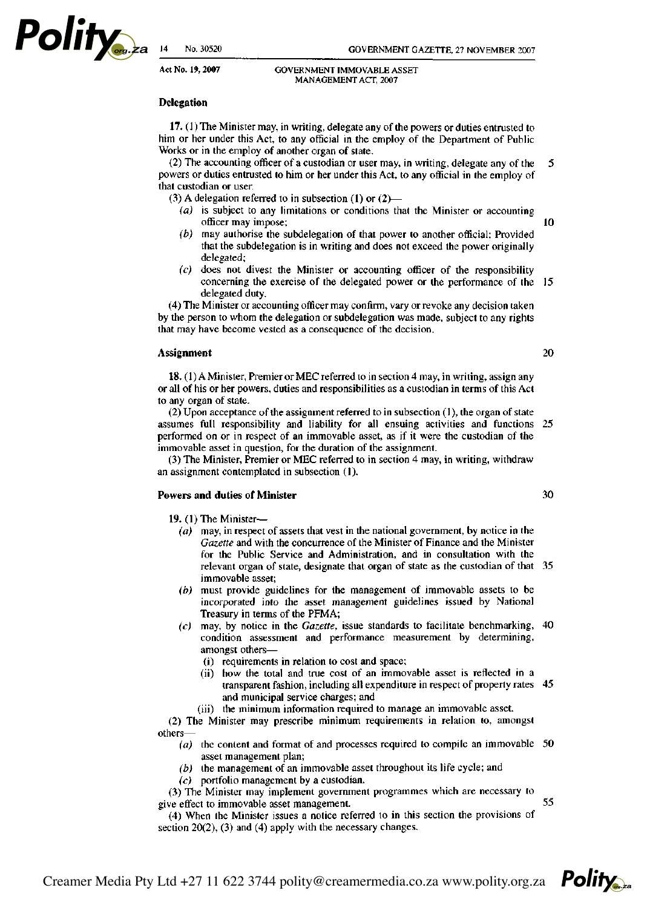### Delegation

**17.** (1) The Minister may, in writing, delegate any of the powers or duties entrusted to him or her under this Act, to any official in the employ of the Department of Public Works or in the employ of another organ of state.

(2) The accounting officer of a custodian or user may, in writing, delegate any of the powers or duties entrusted to him or her under this Act, to any official in the employ of that custodian or user.

(3) A delegation referred to in subsection (1) or (2)—

- (*a*) is subject to any limitations or conditions that the Minister or accounting officer may impose;
- (*b*) may authorise the subdelegation of that power to another official: Provided that the subdelegation is in writing and does not exceed the power originally delegated;
- (*c*) does not divest the Minister or accounting officer of the responsibility concerning the exercise of the delegated power or the performance of the delegated duty.

(4) The Minister or accounting officer may confirm, vary or revoke any decision taken by the person to whom the delegation or subdelegation was made, subject to any rights that may have become vested as a consequence of the decision.

### Assignment

**18.** (1) A Minister, Premier or MEC referred to in section 4 may, in writing, assign any or all of his or her powers, duties and responsibilities as a custodian in terms of this Act to any organ of state.

(2) Upon acceptance of the assignment referred to in subsection (1), the organ of state assumes full responsibility and liability for all ensuing activities and functions performed on or in respect of an immovable asset, as if it were the custodian of the immovable asset in question, for the duration of the assignment.

(3) The Minister, Premier or MEC referred to in section 4 may, in writing, withdraw an assignment contemplated in subsection (1).

### Powers and duties of Minister

**19.** (1) The Minister—

- (*a*) may, in respect of assets that vest in the national government, by notice in the *Gazette* and with the concurrence of the Minister of Finance and the Minister for the Public Service and Administration, and in consultation with the relevant organ of state, designate that organ of state as the custodian of that immovable asset;
- (*b*) must provide guidelines for the management of immovable assets to be incorporated into the asset management guidelines issued by National Treasury in terms of the PFMA;
- (*c*) may, by notice in the *Gazette*, issue standards to facilitate benchmarking, condition assessment and performance measurement by determining, amongst others—
  - (i) requirements in relation to cost and space;
  - (ii) how the total and true cost of an immovable asset is reflected in a transparent fashion, including all expenditure in respect of property rates and municipal service charges; and
  - (iii) the minimum information required to manage an immovable asset.

(2) The Minister may prescribe minimum requirements in relation to, amongst others—

- (*a*) the content and format of and processes required to compile an immovable asset management plan;
- (*b*) the management of an immovable asset throughout its life cycle; and
- (*c*) portfolio management by a custodian.

(3) The Minister may implement government programmes which are necessary to give effect to immovable asset management.

(4) When the Minister issues a notice referred to in this section the provisions of section 20(2), (3) and (4) apply with the necessary changes.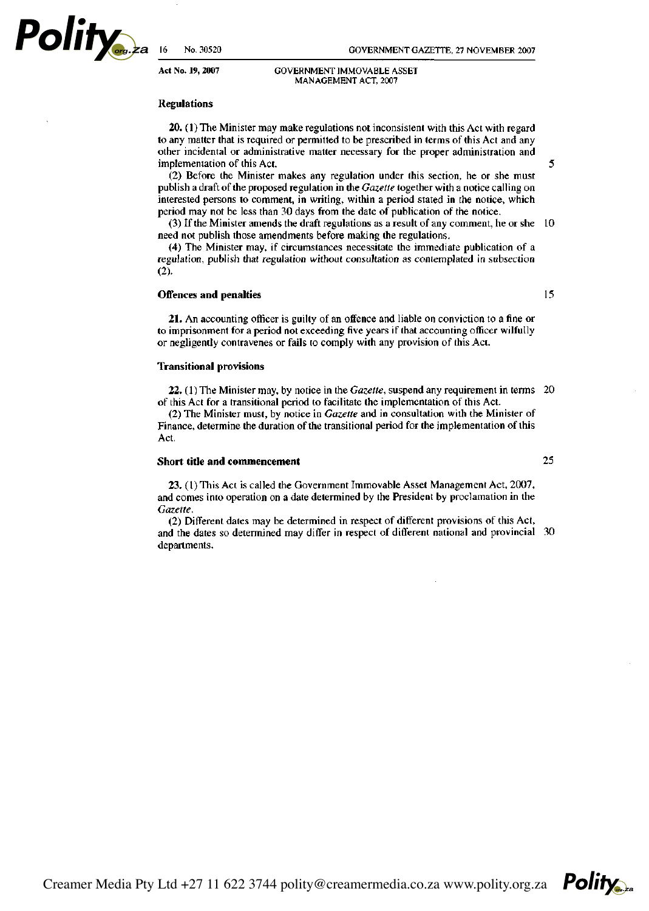### Regulations

**20.** (1) The Minister may make regulations not inconsistent with this Act with regard to any matter that is required or permitted to be prescribed in terms of this Act and any other incidental or administrative matter necessary for the proper administration and implementation of this Act.

(2) Before the Minister makes any regulation under this section, he or she must publish a draft of the proposed regulation in the *Gazette* together with a notice calling on interested persons to comment, in writing, within a period stated in the notice, which period may not be less than 30 days from the date of publication of the notice.

(3) If the Minister amends the draft regulations as a result of any comment, he or she need not publish those amendments before making the regulations.

(4) The Minister may, if circumstances necessitate the immediate publication of a regulation, publish that regulation without consultation as contemplated in subsection (2).

### Offences and penalties

**21.** An accounting officer is guilty of an offence and liable on conviction to a fine or to imprisonment for a period not exceeding five years if that accounting officer wilfully or negligently contravenes or fails to comply with any provision of this Act.

### Transitional provisions

**22.** (1) The Minister may, by notice in the *Gazette*, suspend any requirement in terms of this Act for a transitional period to facilitate the implementation of this Act.

(2) The Minister must, by notice in *Gazette* and in consultation with the Minister of Finance, determine the duration of the transitional period for the implementation of this Act.

### Short title and commencement

**23.** (1) This Act is called the Government Immovable Asset Management Act, 2007, and comes into operation on a date determined by the President by proclamation in the *Gazette*.

(2) Different dates may be determined in respect of different provisions of this Act, and the dates so determined may differ in respect of different national and provincial departments.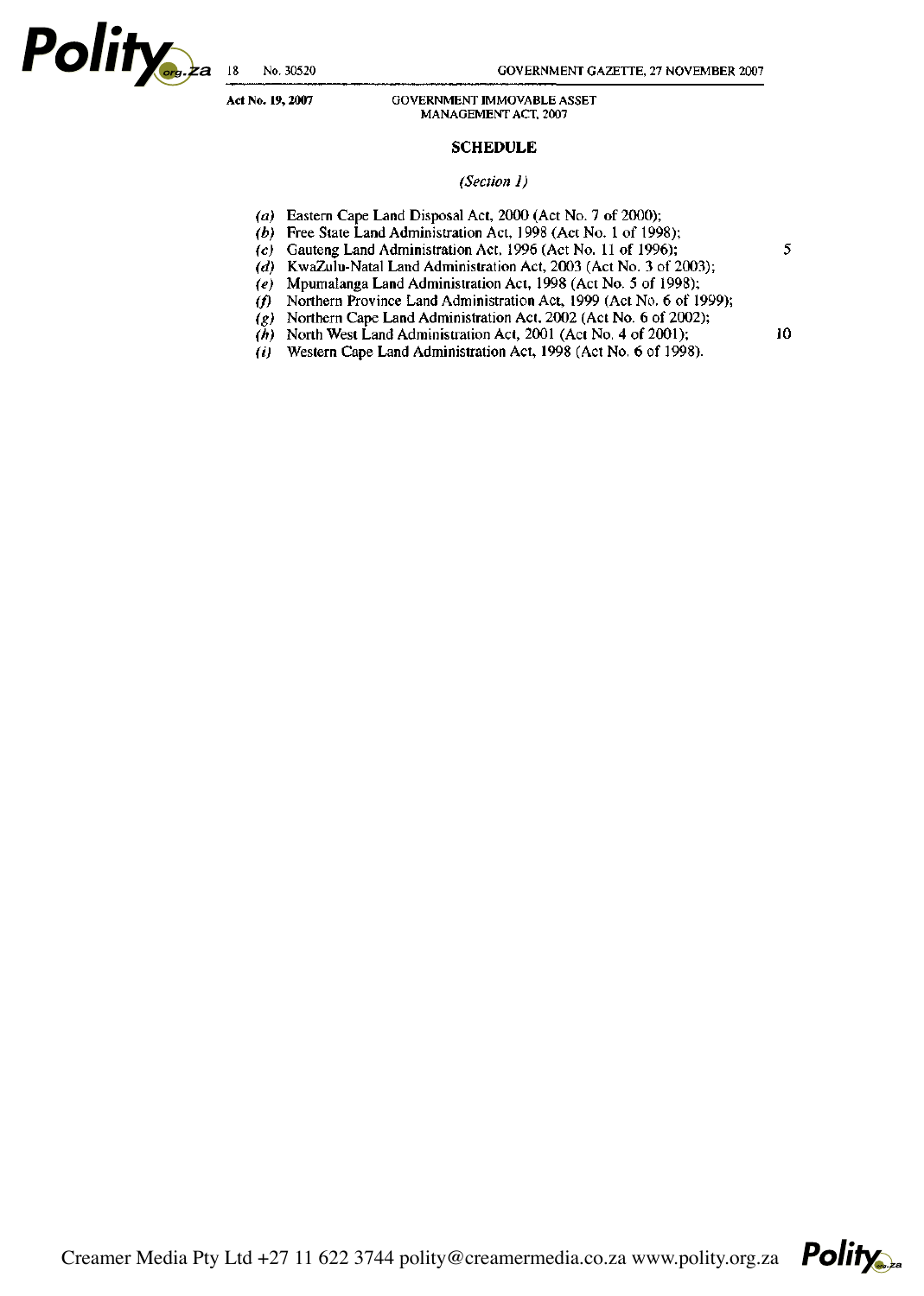## SCHEDULE

*(Section 1)*

*(a)* Eastern Cape Land Disposal Act, 2000 (Act No. 7 of 2000);
*(b)* Free State Land Administration Act, 1998 (Act No. 1 of 1998);
*(c)* Gauteng Land Administration Act, 1996 (Act No. 11 of 1996);
*(d)* KwaZulu-Natal Land Administration Act, 2003 (Act No. 3 of 2003);
*(e)* Mpumalanga Land Administration Act, 1998 (Act No. 5 of 1998);
*(f)* Northern Province Land Administration Act, 1999 (Act No. 6 of 1999);
*(g)* Northern Cape Land Administration Act, 2002 (Act No. 6 of 2002);
*(h)* North West Land Administration Act, 2001 (Act No. 4 of 2001);
*(i)* Western Cape Land Administration Act, 1998 (Act No. 6 of 1998).